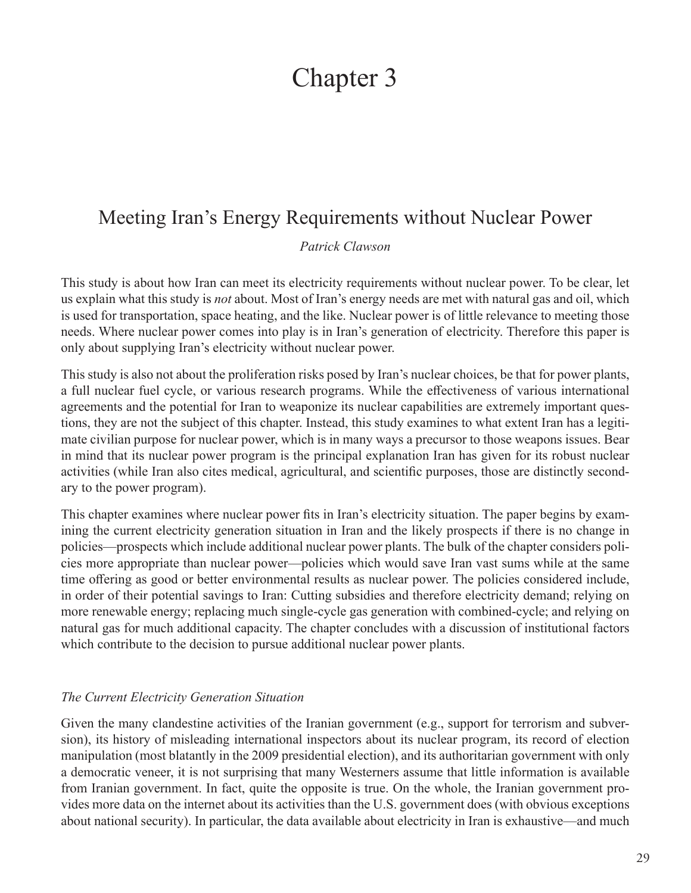# Chapter 3

## Meeting Iran's Energy Requirements without Nuclear Power

*Patrick Clawson*

This study is about how Iran can meet its electricity requirements without nuclear power. To be clear, let us explain what this study is *not* about. Most of Iran's energy needs are met with natural gas and oil, which is used for transportation, space heating, and the like. Nuclear power is of little relevance to meeting those needs. Where nuclear power comes into play is in Iran's generation of electricity. Therefore this paper is only about supplying Iran's electricity without nuclear power.

This study is also not about the proliferation risks posed by Iran's nuclear choices, be that for power plants, a full nuclear fuel cycle, or various research programs. While the effectiveness of various international agreements and the potential for Iran to weaponize its nuclear capabilities are extremely important questions, they are not the subject of this chapter. Instead, this study examines to what extent Iran has a legitimate civilian purpose for nuclear power, which is in many ways a precursor to those weapons issues. Bear in mind that its nuclear power program is the principal explanation Iran has given for its robust nuclear activities (while Iran also cites medical, agricultural, and scientific purposes, those are distinctly secondary to the power program).

This chapter examines where nuclear power fits in Iran's electricity situation. The paper begins by examining the current electricity generation situation in Iran and the likely prospects if there is no change in policies—prospects which include additional nuclear power plants. The bulk of the chapter considers policies more appropriate than nuclear power—policies which would save Iran vast sums while at the same time offering as good or better environmental results as nuclear power. The policies considered include, in order of their potential savings to Iran: Cutting subsidies and therefore electricity demand; relying on more renewable energy; replacing much single-cycle gas generation with combined-cycle; and relying on natural gas for much additional capacity. The chapter concludes with a discussion of institutional factors which contribute to the decision to pursue additional nuclear power plants.

### *The Current Electricity Generation Situation*

Given the many clandestine activities of the Iranian government (e.g., support for terrorism and subversion), its history of misleading international inspectors about its nuclear program, its record of election manipulation (most blatantly in the 2009 presidential election), and its authoritarian government with only a democratic veneer, it is not surprising that many Westerners assume that little information is available from Iranian government. In fact, quite the opposite is true. On the whole, the Iranian government provides more data on the internet about its activities than the U.S. government does (with obvious exceptions about national security). In particular, the data available about electricity in Iran is exhaustive—and much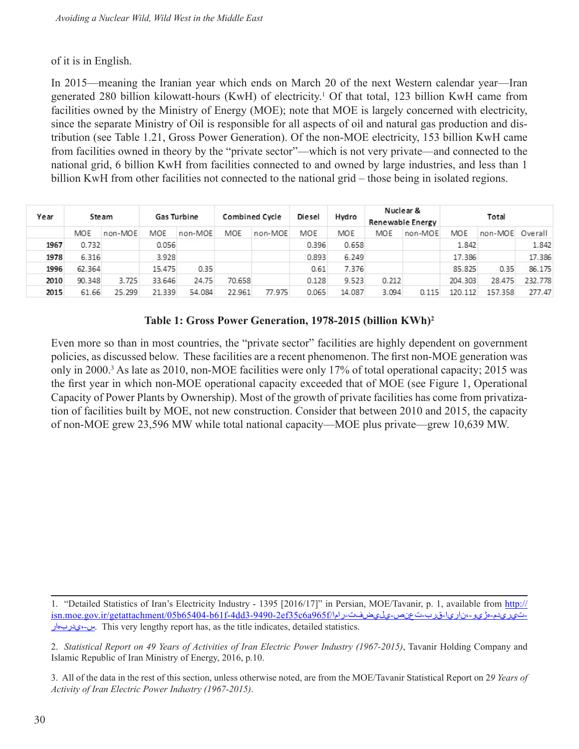of it is in English.

In 2015—meaning the Iranian year which ends on March 20 of the next Western calendar year—Iran generated 280 billion kilowatt-hours (KwH) of electricity.[1] Of that total, 123 billion KwH came from facilities owned by the Ministry of Energy (MOE); note that MOE is largely concerned with electricity, since the separate Ministry of Oil is responsible for all aspects of oil and natural gas production and distribution (see Table 1.21, Gross Power Generation). Of the non-MOE electricity, 153 billion KwH came from facilities owned in theory by the "private sector"—which is not very private—and connected to the national grid, 6 billion KwH from facilities connected to and owned by large industries, and less than 1 billion KwH from other facilities not connected to the national grid – those being in isolated regions.

| Year | Steam | | Gas Turbine | | Combined Cycle | | Diesel | Hydro | Nuclear & Renewable Energy | | Total | | |
|---|---|---|---|---|---|---|---|---|---|---|---|---|---|
| | MOE | non-MOE | MOE | non-MOE | MOE | non-MOE | MOE | MOE | MOE | non-MOE | MOE | non-MOE | Overall |
| **1967** | 0.732 | | 0.056 | | | | 0.396 | 0.658 | | | 1.842 | | 1.842 |
| **1978** | 6.316 | | 3.928 | | | | 0.893 | 6.249 | | | 17.386 | | 17.386 |
| **1996** | 62.364 | | 15.475 | 0.35 | | | 0.61 | 7.376 | | | 85.825 | 0.35 | 86.175 |
| **2010** | 90.348 | 3.725 | 33.646 | 24.75 | 70.658 | | 0.128 | 9.523 | 0.212 | | 204.303 | 28.475 | 232.778 |
| **2015** | 61.66 | 25.299 | 21.339 | 54.084 | 22.961 | 77.975 | 0.065 | 14.087 | 3.094 | 0.115 | 120.112 | 157.358 | 277.47 |

**Table 1: Gross Power Generation, 1978-2015 (billion KWh)[2]**

Even more so than in most countries, the "private sector" facilities are highly dependent on government policies, as discussed below. These facilities are a recent phenomenon. The first non-MOE generation was only in 2000.[3] As late as 2010, non-MOE facilities were only 17% of total operational capacity; 2015 was the first year in which non-MOE operational capacity exceeded that of MOE (see Figure 1, Operational Capacity of Power Plants by Ownership). Most of the growth of private facilities has come from privatization of facilities built by MOE, not new construction. Consider that between 2010 and 2015, the capacity of non-MOE grew 23,596 MW while total national capacity—MOE plus private—grew 10,639 MW.

---

1. "Detailed Statistics of Iran's Electricity Industry - 1395 [2016/17]" in Persian, MOE/Tavanir, p. 1, available from http://isn.moe.gov.ir/getattachment/05b65404-b61f-4dd3-9490-2ef35c6a965f/آمار-تفصیلی-صنعت-برق-ایران،-ویژه-مدیریت-راهبردی،-س. This very lengthy report has, as the title indicates, detailed statistics.

2. *Statistical Report on 49 Years of Activities of Iran Electric Power Industry (1967-2015)*, Tavanir Holding Company and Islamic Republic of Iran Ministry of Energy, 2016, p.10.

3. All of the data in the rest of this section, unless otherwise noted, are from the MOE/Tavanir Statistical Report on 2*9 Years of Activity of Iran Electric Power Industry (1967-2015)*.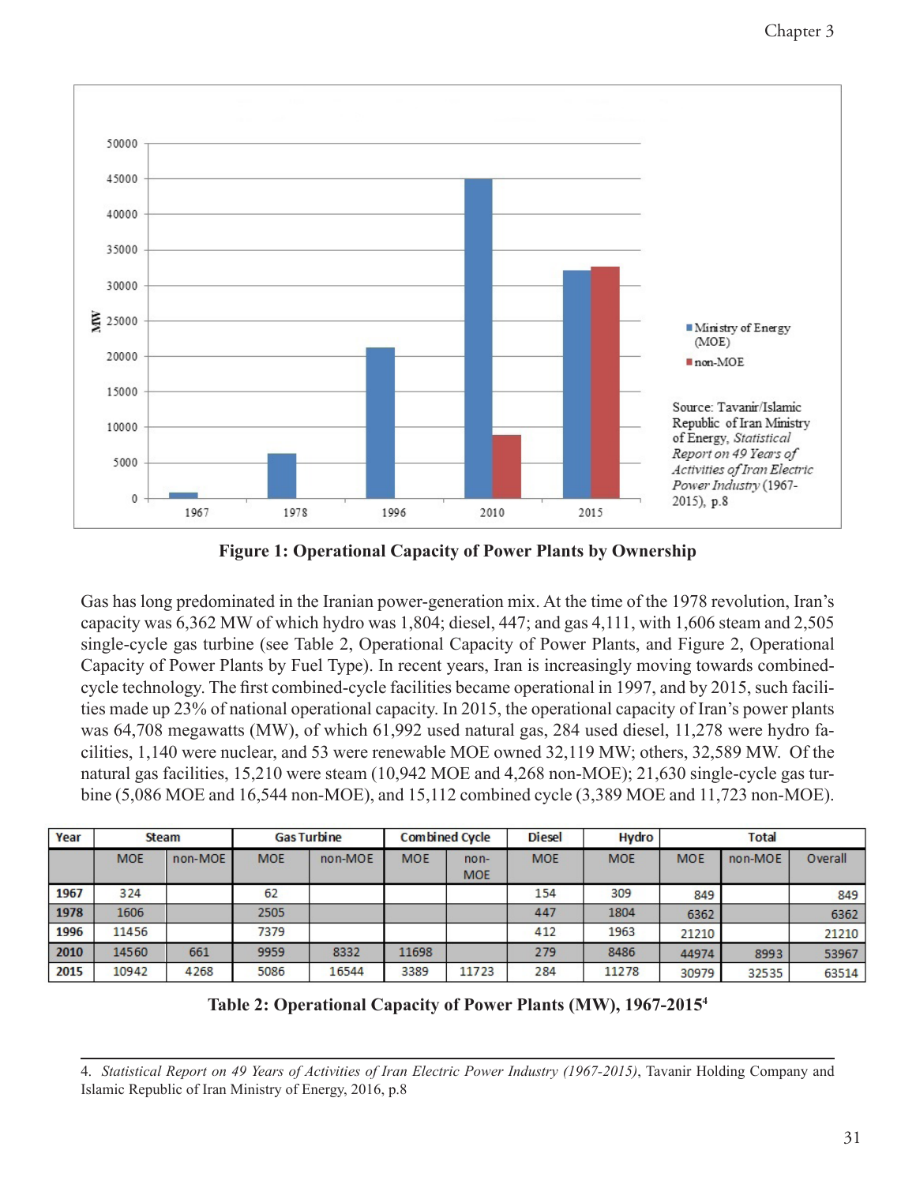**Figure 1: Operational Capacity of Power Plants by Ownership**

Gas has long predominated in the Iranian power-generation mix. At the time of the 1978 revolution, Iran's capacity was 6,362 MW of which hydro was 1,804; diesel, 447; and gas 4,111, with 1,606 steam and 2,505 single-cycle gas turbine (see Table 2, Operational Capacity of Power Plants, and Figure 2, Operational Capacity of Power Plants by Fuel Type). In recent years, Iran is increasingly moving towards combined-cycle technology. The first combined-cycle facilities became operational in 1997, and by 2015, such facilities made up 23% of national operational capacity. In 2015, the operational capacity of Iran's power plants was 64,708 megawatts (MW), of which 61,992 used natural gas, 284 used diesel, 11,278 were hydro facilities, 1,140 were nuclear, and 53 were renewable MOE owned 32,119 MW; others, 32,589 MW. Of the natural gas facilities, 15,210 were steam (10,942 MOE and 4,268 non-MOE); 21,630 single-cycle gas turbine (5,086 MOE and 16,544 non-MOE), and 15,112 combined cycle (3,389 MOE and 11,723 non-MOE).

| Year | Steam | | Gas Turbine | | Combined Cycle | | Diesel | Hydro | Total | | |
|---|---|---|---|---|---|---|---|---|---|---|---|
| | MOE | non-MOE | MOE | non-MOE | MOE | non-MOE | MOE | MOE | MOE | non-MOE | Overall |
| **1967** | 324 | | 62 | | | | 154 | 309 | 849 | | 849 |
| **1978** | 1606 | | 2505 | | | | 447 | 1804 | 6362 | | 6362 |
| **1996** | 11456 | | 7379 | | | | 412 | 1963 | 21210 | | 21210 |
| **2010** | 14560 | 661 | 9959 | 8332 | 11698 | | 279 | 8486 | 44974 | 8993 | 53967 |
| **2015** | 10942 | 4268 | 5086 | 16544 | 3389 | 11723 | 284 | 11278 | 30979 | 32535 | 63514 |

**Table 2: Operational Capacity of Power Plants (MW), 1967-2015[4]**

4. *Statistical Report on 49 Years of Activities of Iran Electric Power Industry (1967-2015)*, Tavanir Holding Company and Islamic Republic of Iran Ministry of Energy, 2016, p.8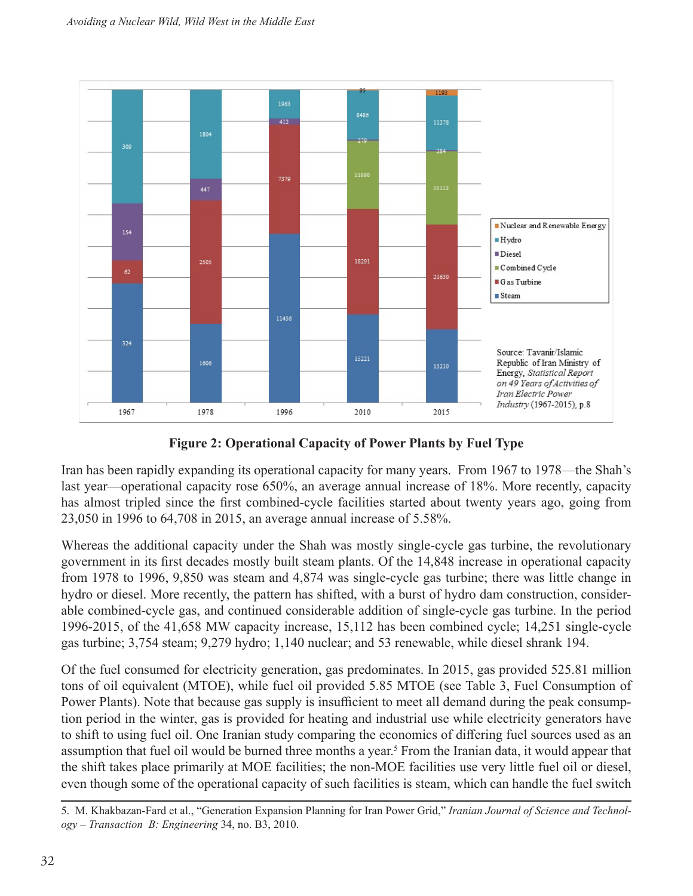Figure 2: Operational Capacity of Power Plants by Fuel Type

Iran has been rapidly expanding its operational capacity for many years. From 1967 to 1978—the Shah's last year—operational capacity rose 650%, an average annual increase of 18%. More recently, capacity has almost tripled since the first combined-cycle facilities started about twenty years ago, going from 23,050 in 1996 to 64,708 in 2015, an average annual increase of 5.58%.

Whereas the additional capacity under the Shah was mostly single-cycle gas turbine, the revolutionary government in its first decades mostly built steam plants. Of the 14,848 increase in operational capacity from 1978 to 1996, 9,850 was steam and 4,874 was single-cycle gas turbine; there was little change in hydro or diesel. More recently, the pattern has shifted, with a burst of hydro dam construction, considerable combined-cycle gas, and continued considerable addition of single-cycle gas turbine. In the period 1996-2015, of the 41,658 MW capacity increase, 15,112 has been combined cycle; 14,251 single-cycle gas turbine; 3,754 steam; 9,279 hydro; 1,140 nuclear; and 53 renewable, while diesel shrank 194.

Of the fuel consumed for electricity generation, gas predominates. In 2015, gas provided 525.81 million tons of oil equivalent (MTOE), while fuel oil provided 5.85 MTOE (see Table 3, Fuel Consumption of Power Plants). Note that because gas supply is insufficient to meet all demand during the peak consumption period in the winter, gas is provided for heating and industrial use while electricity generators have to shift to using fuel oil. One Iranian study comparing the economics of differing fuel sources used as an assumption that fuel oil would be burned three months a year.[5] From the Iranian data, it would appear that the shift takes place primarily at MOE facilities; the non-MOE facilities use very little fuel oil or diesel, even though some of the operational capacity of such facilities is steam, which can handle the fuel switch

5. M. Khakbazan-Fard et al., "Generation Expansion Planning for Iran Power Grid," *Iranian Journal of Science and Technology – Transaction B: Engineering* 34, no. B3, 2010.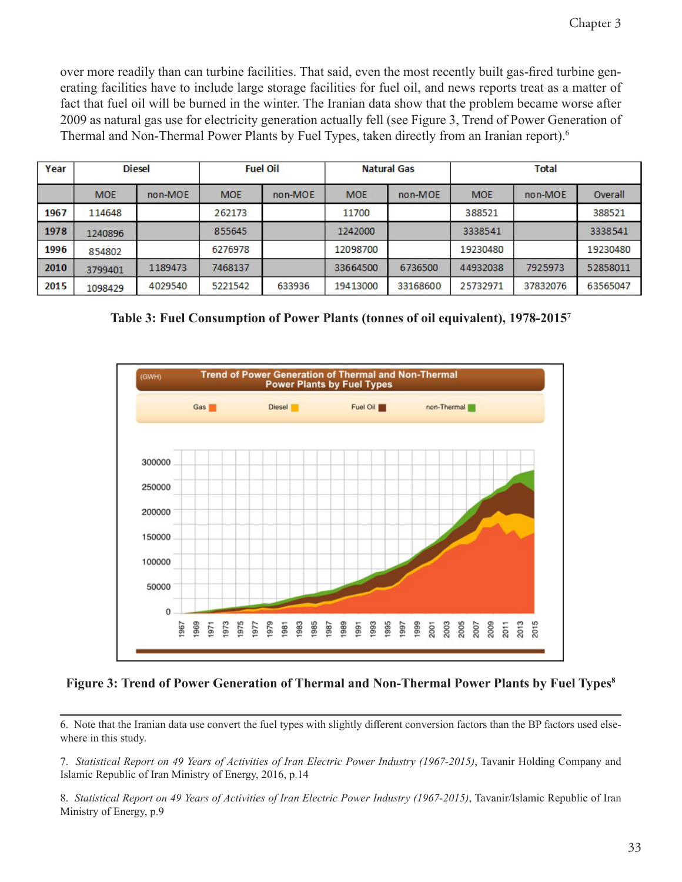over more readily than can turbine facilities. That said, even the most recently built gas-fired turbine generating facilities have to include large storage facilities for fuel oil, and news reports treat as a matter of fact that fuel oil will be burned in the winter. The Iranian data show that the problem became worse after 2009 as natural gas use for electricity generation actually fell (see Figure 3, Trend of Power Generation of Thermal and Non-Thermal Power Plants by Fuel Types, taken directly from an Iranian report).[6]

| Year | Diesel | | Fuel Oil | | Natural Gas | | Total | | |
|---|---|---|---|---|---|---|---|---|---|
| | MOE | non-MOE | MOE | non-MOE | MOE | non-MOE | MOE | non-MOE | Overall |
| 1967 | 114648 | | 262173 | | 11700 | | 388521 | | 388521 |
| 1978 | 1240896 | | 855645 | | 1242000 | | 3338541 | | 3338541 |
| 1996 | 854802 | | 6276978 | | 12098700 | | 19230480 | | 19230480 |
| 2010 | 3799401 | 1189473 | 7468137 | | 33664500 | 6736500 | 44932038 | 7925973 | 52858011 |
| 2015 | 1098429 | 4029540 | 5221542 | 633936 | 19413000 | 33168600 | 25732971 | 37832076 | 63565047 |

**Table 3: Fuel Consumption of Power Plants (tonnes of oil equivalent), 1978-2015[7]**

**Figure 3: Trend of Power Generation of Thermal and Non-Thermal Power Plants by Fuel Types[8]**

6. Note that the Iranian data use convert the fuel types with slightly different conversion factors than the BP factors used elsewhere in this study.

7. *Statistical Report on 49 Years of Activities of Iran Electric Power Industry (1967-2015)*, Tavanir Holding Company and Islamic Republic of Iran Ministry of Energy, 2016, p.14

8. *Statistical Report on 49 Years of Activities of Iran Electric Power Industry (1967-2015)*, Tavanir/Islamic Republic of Iran Ministry of Energy, p.9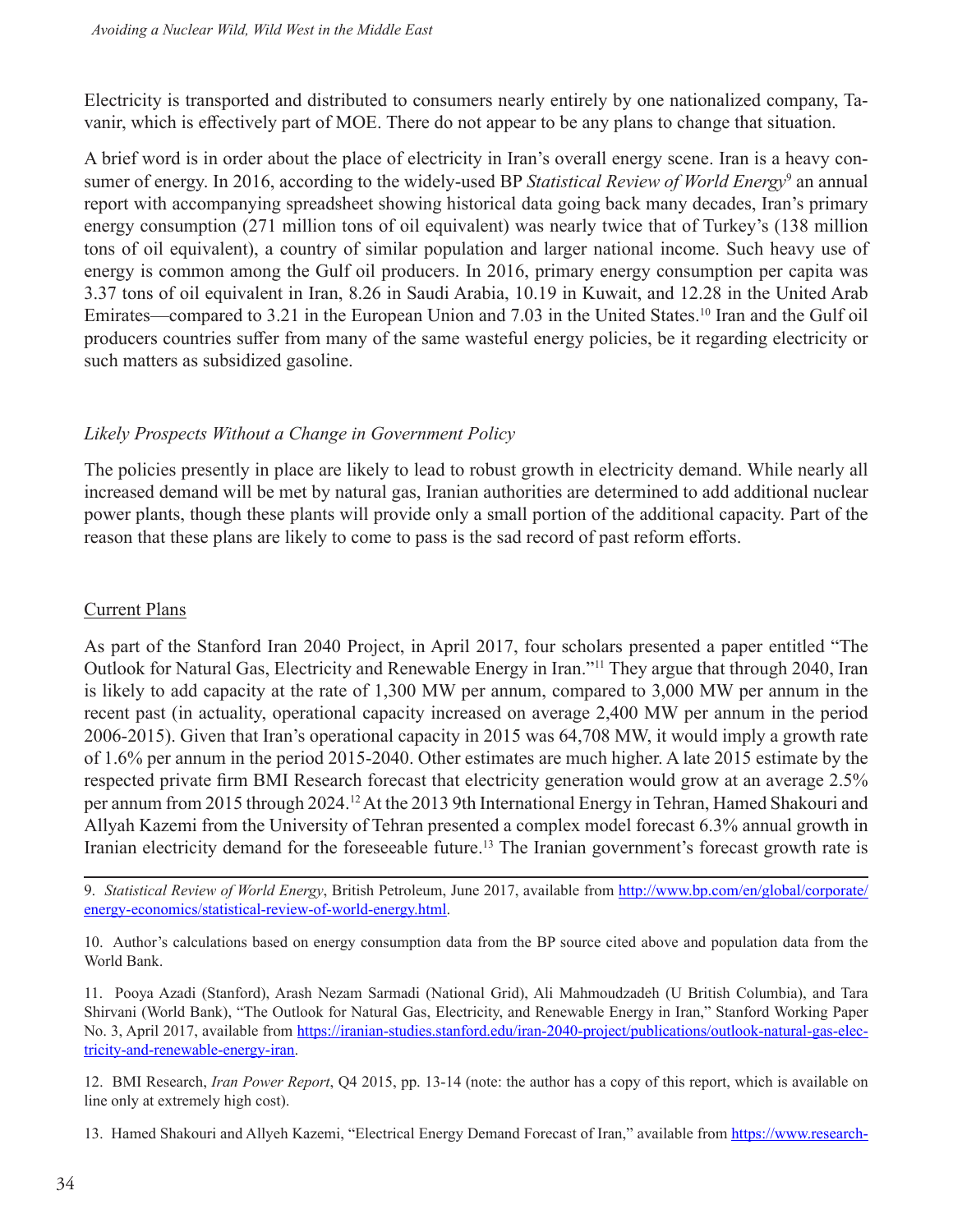Electricity is transported and distributed to consumers nearly entirely by one nationalized company, Tavanir, which is effectively part of MOE. There do not appear to be any plans to change that situation.

A brief word is in order about the place of electricity in Iran's overall energy scene. Iran is a heavy consumer of energy. In 2016, according to the widely-used BP *Statistical Review of World Energy*[9] an annual report with accompanying spreadsheet showing historical data going back many decades, Iran's primary energy consumption (271 million tons of oil equivalent) was nearly twice that of Turkey's (138 million tons of oil equivalent), a country of similar population and larger national income. Such heavy use of energy is common among the Gulf oil producers. In 2016, primary energy consumption per capita was 3.37 tons of oil equivalent in Iran, 8.26 in Saudi Arabia, 10.19 in Kuwait, and 12.28 in the United Arab Emirates—compared to 3.21 in the European Union and 7.03 in the United States.[10] Iran and the Gulf oil producers countries suffer from many of the same wasteful energy policies, be it regarding electricity or such matters as subsidized gasoline.

### *Likely Prospects Without a Change in Government Policy*

The policies presently in place are likely to lead to robust growth in electricity demand. While nearly all increased demand will be met by natural gas, Iranian authorities are determined to add additional nuclear power plants, though these plants will provide only a small portion of the additional capacity. Part of the reason that these plans are likely to come to pass is the sad record of past reform efforts.

#### Current Plans

As part of the Stanford Iran 2040 Project, in April 2017, four scholars presented a paper entitled "The Outlook for Natural Gas, Electricity and Renewable Energy in Iran."[11] They argue that through 2040, Iran is likely to add capacity at the rate of 1,300 MW per annum, compared to 3,000 MW per annum in the recent past (in actuality, operational capacity increased on average 2,400 MW per annum in the period 2006-2015). Given that Iran's operational capacity in 2015 was 64,708 MW, it would imply a growth rate of 1.6% per annum in the period 2015-2040. Other estimates are much higher. A late 2015 estimate by the respected private firm BMI Research forecast that electricity generation would grow at an average 2.5% per annum from 2015 through 2024.[12] At the 2013 9th International Energy in Tehran, Hamed Shakouri and Allyah Kazemi from the University of Tehran presented a complex model forecast 6.3% annual growth in Iranian electricity demand for the foreseeable future.[13] The Iranian government's forecast growth rate is

---

9. *Statistical Review of World Energy*, British Petroleum, June 2017, available from http://www.bp.com/en/global/corporate/energy-economics/statistical-review-of-world-energy.html.

10. Author's calculations based on energy consumption data from the BP source cited above and population data from the World Bank.

11. Pooya Azadi (Stanford), Arash Nezam Sarmadi (National Grid), Ali Mahmoudzadeh (U British Columbia), and Tara Shirvani (World Bank), "The Outlook for Natural Gas, Electricity, and Renewable Energy in Iran," Stanford Working Paper No. 3, April 2017, available from https://iranian-studies.stanford.edu/iran-2040-project/publications/outlook-natural-gas-electricity-and-renewable-energy-iran.

12. BMI Research, *Iran Power Report*, Q4 2015, pp. 13-14 (note: the author has a copy of this report, which is available on line only at extremely high cost).

13. Hamed Shakouri and Allyeh Kazemi, "Electrical Energy Demand Forecast of Iran," available from https://www.research-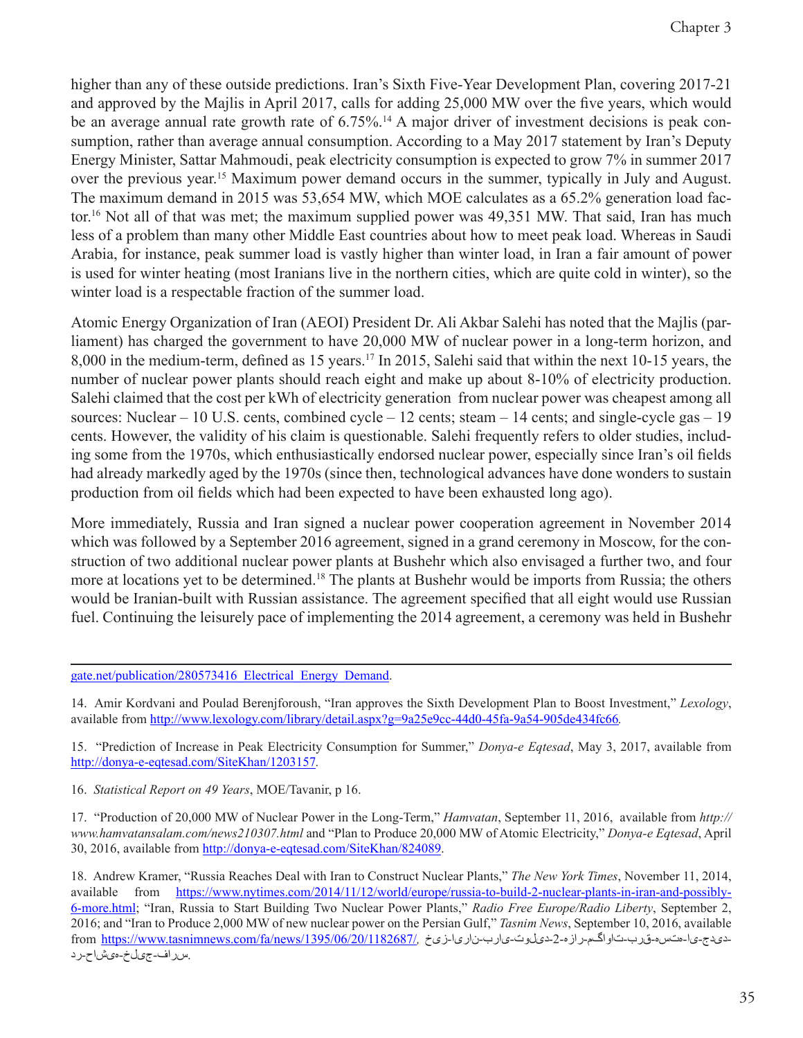higher than any of these outside predictions. Iran's Sixth Five-Year Development Plan, covering 2017-21 and approved by the Majlis in April 2017, calls for adding 25,000 MW over the five years, which would be an average annual rate growth rate of 6.75%.[14] A major driver of investment decisions is peak consumption, rather than average annual consumption. According to a May 2017 statement by Iran's Deputy Energy Minister, Sattar Mahmoudi, peak electricity consumption is expected to grow 7% in summer 2017 over the previous year.[15] Maximum power demand occurs in the summer, typically in July and August. The maximum demand in 2015 was 53,654 MW, which MOE calculates as a 65.2% generation load factor.[16] Not all of that was met; the maximum supplied power was 49,351 MW. That said, Iran has much less of a problem than many other Middle East countries about how to meet peak load. Whereas in Saudi Arabia, for instance, peak summer load is vastly higher than winter load, in Iran a fair amount of power is used for winter heating (most Iranians live in the northern cities, which are quite cold in winter), so the winter load is a respectable fraction of the summer load.

Atomic Energy Organization of Iran (AEOI) President Dr. Ali Akbar Salehi has noted that the Majlis (parliament) has charged the government to have 20,000 MW of nuclear power in a long-term horizon, and 8,000 in the medium-term, defined as 15 years.[17] In 2015, Salehi said that within the next 10-15 years, the number of nuclear power plants should reach eight and make up about 8-10% of electricity production. Salehi claimed that the cost per kWh of electricity generation from nuclear power was cheapest among all sources: Nuclear – 10 U.S. cents, combined cycle – 12 cents; steam – 14 cents; and single-cycle gas – 19 cents. However, the validity of his claim is questionable. Salehi frequently refers to older studies, including some from the 1970s, which enthusiastically endorsed nuclear power, especially since Iran's oil fields had already markedly aged by the 1970s (since then, technological advances have done wonders to sustain production from oil fields which had been expected to have been exhausted long ago).

More immediately, Russia and Iran signed a nuclear power cooperation agreement in November 2014 which was followed by a September 2016 agreement, signed in a grand ceremony in Moscow, for the construction of two additional nuclear power plants at Bushehr which also envisaged a further two, and four more at locations yet to be determined.[18] The plants at Bushehr would be imports from Russia; the others would be Iranian-built with Russian assistance. The agreement specified that all eight would use Russian fuel. Continuing the leisurely pace of implementing the 2014 agreement, a ceremony was held in Bushehr

---

gate.net/publication/280573416_Electrical_Energy_Demand.

14. Amir Kordvani and Poulad Berenjforoush, "Iran approves the Sixth Development Plan to Boost Investment," *Lexology*, available from http://www.lexology.com/library/detail.aspx?g=9a25e9cc-44d0-45fa-9a54-905de434fc66.

15. "Prediction of Increase in Peak Electricity Consumption for Summer," *Donya-e Eqtesad*, May 3, 2017, available from http://donya-e-eqtesad.com/SiteKhan/1203157.

16. *Statistical Report on 49 Years*, MOE/Tavanir, p 16.

17. "Production of 20,000 MW of Nuclear Power in the Long-Term," *Hamvatan*, September 11, 2016, available from *http://www.hamvatansalam.com/news210307.html* and "Plan to Produce 20,000 MW of Atomic Electricity," *Donya-e Eqtesad*, April 30, 2016, available from http://donya-e-eqtesad.com/SiteKhan/824089.

18. Andrew Kramer, "Russia Reaches Deal with Iran to Construct Nuclear Plants," *The New York Times*, November 11, 2014, available from https://www.nytimes.com/2014/11/12/world/europe/russia-to-build-2-nuclear-plants-in-iran-and-possibly-6-more.html; "Iran, Russia to Start Building Two Nuclear Power Plants," *Radio Free Europe/Radio Liberty*, September 2, 2016; and "Iran to Produce 2,000 MW of new nuclear power on the Persian Gulf," *Tasnim News*, September 10, 2016, available from https://www.tasnimnews.com/fa/news/1395/06/20/1182687/خیز-ایران-برای-تولید-2-هزار-مگاوات-برق-هسته-ای-جدید-در-حاشیه-خلیج-فارس.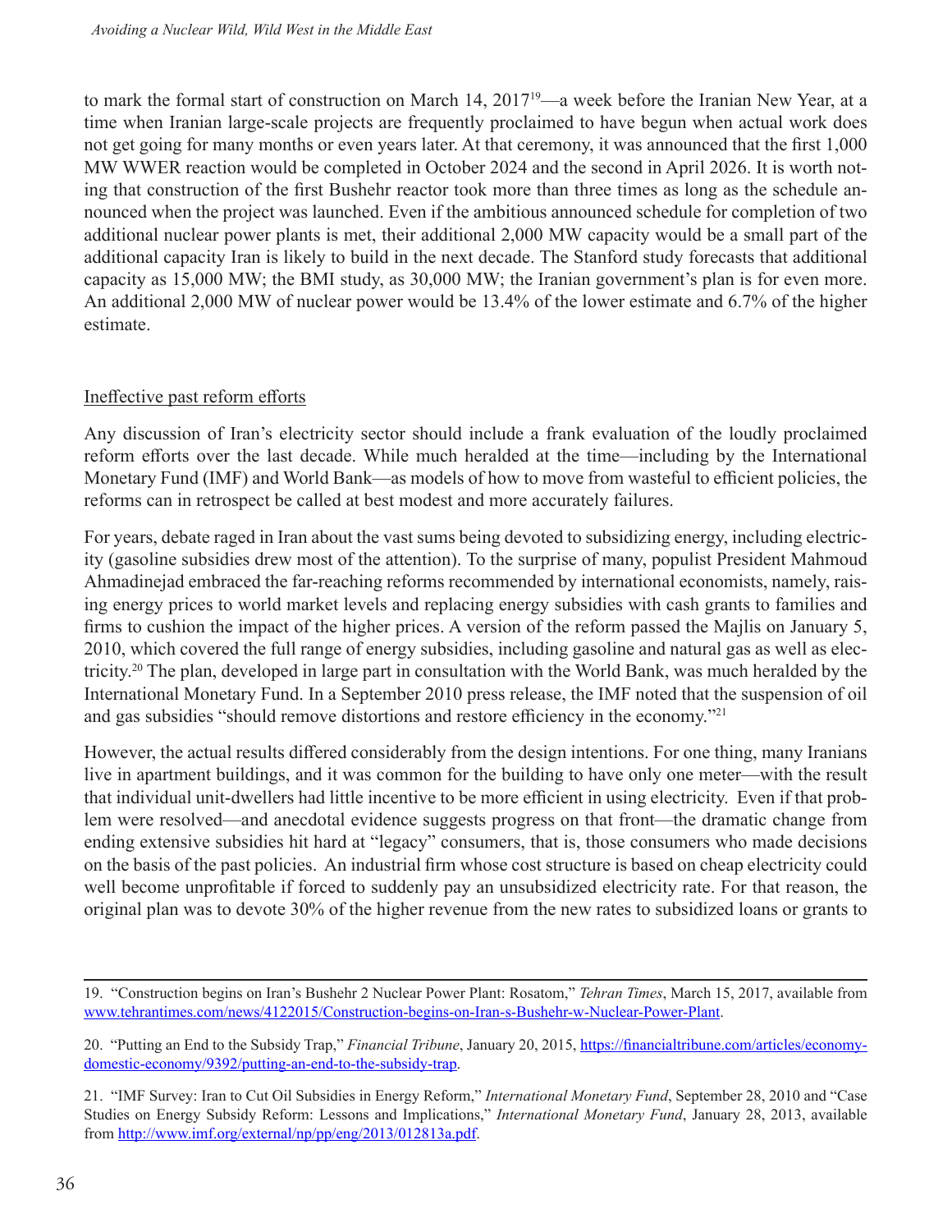to mark the formal start of construction on March 14, 2017[19]—a week before the Iranian New Year, at a time when Iranian large-scale projects are frequently proclaimed to have begun when actual work does not get going for many months or even years later. At that ceremony, it was announced that the first 1,000 MW WWER reaction would be completed in October 2024 and the second in April 2026. It is worth noting that construction of the first Bushehr reactor took more than three times as long as the schedule announced when the project was launched. Even if the ambitious announced schedule for completion of two additional nuclear power plants is met, their additional 2,000 MW capacity would be a small part of the additional capacity Iran is likely to build in the next decade. The Stanford study forecasts that additional capacity as 15,000 MW; the BMI study, as 30,000 MW; the Iranian government's plan is for even more. An additional 2,000 MW of nuclear power would be 13.4% of the lower estimate and 6.7% of the higher estimate.

## Ineffective past reform efforts

Any discussion of Iran's electricity sector should include a frank evaluation of the loudly proclaimed reform efforts over the last decade. While much heralded at the time—including by the International Monetary Fund (IMF) and World Bank—as models of how to move from wasteful to efficient policies, the reforms can in retrospect be called at best modest and more accurately failures.

For years, debate raged in Iran about the vast sums being devoted to subsidizing energy, including electricity (gasoline subsidies drew most of the attention). To the surprise of many, populist President Mahmoud Ahmadinejad embraced the far-reaching reforms recommended by international economists, namely, raising energy prices to world market levels and replacing energy subsidies with cash grants to families and firms to cushion the impact of the higher prices. A version of the reform passed the Majlis on January 5, 2010, which covered the full range of energy subsidies, including gasoline and natural gas as well as electricity.[20] The plan, developed in large part in consultation with the World Bank, was much heralded by the International Monetary Fund. In a September 2010 press release, the IMF noted that the suspension of oil and gas subsidies "should remove distortions and restore efficiency in the economy."[21]

However, the actual results differed considerably from the design intentions. For one thing, many Iranians live in apartment buildings, and it was common for the building to have only one meter—with the result that individual unit-dwellers had little incentive to be more efficient in using electricity. Even if that problem were resolved—and anecdotal evidence suggests progress on that front—the dramatic change from ending extensive subsidies hit hard at "legacy" consumers, that is, those consumers who made decisions on the basis of the past policies. An industrial firm whose cost structure is based on cheap electricity could well become unprofitable if forced to suddenly pay an unsubsidized electricity rate. For that reason, the original plan was to devote 30% of the higher revenue from the new rates to subsidized loans or grants to

---

19. "Construction begins on Iran's Bushehr 2 Nuclear Power Plant: Rosatom," *Tehran Times*, March 15, 2017, available from www.tehrantimes.com/news/4122015/Construction-begins-on-Iran-s-Bushehr-w-Nuclear-Power-Plant.

20. "Putting an End to the Subsidy Trap," *Financial Tribune*, January 20, 2015, https://financialtribune.com/articles/economy-domestic-economy/9392/putting-an-end-to-the-subsidy-trap.

21. "IMF Survey: Iran to Cut Oil Subsidies in Energy Reform," *International Monetary Fund*, September 28, 2010 and "Case Studies on Energy Subsidy Reform: Lessons and Implications," *International Monetary Fund*, January 28, 2013, available from http://www.imf.org/external/np/pp/eng/2013/012813a.pdf.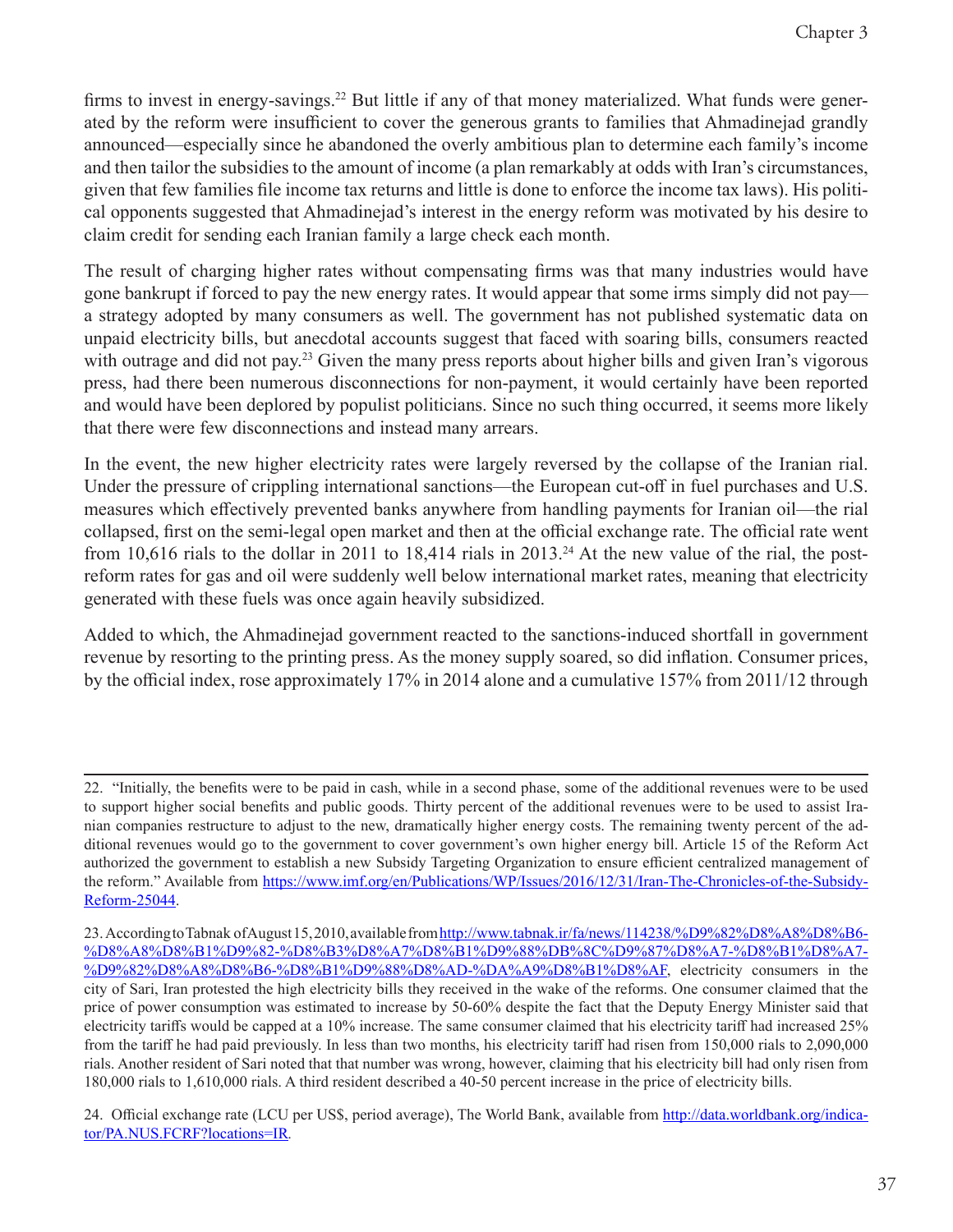firms to invest in energy-savings.[22] But little if any of that money materialized. What funds were generated by the reform were insufficient to cover the generous grants to families that Ahmadinejad grandly announced—especially since he abandoned the overly ambitious plan to determine each family's income and then tailor the subsidies to the amount of income (a plan remarkably at odds with Iran's circumstances, given that few families file income tax returns and little is done to enforce the income tax laws). His political opponents suggested that Ahmadinejad's interest in the energy reform was motivated by his desire to claim credit for sending each Iranian family a large check each month.

The result of charging higher rates without compensating firms was that many industries would have gone bankrupt if forced to pay the new energy rates. It would appear that some irms simply did not pay—a strategy adopted by many consumers as well. The government has not published systematic data on unpaid electricity bills, but anecdotal accounts suggest that faced with soaring bills, consumers reacted with outrage and did not pay.[23] Given the many press reports about higher bills and given Iran's vigorous press, had there been numerous disconnections for non-payment, it would certainly have been reported and would have been deplored by populist politicians. Since no such thing occurred, it seems more likely that there were few disconnections and instead many arrears.

In the event, the new higher electricity rates were largely reversed by the collapse of the Iranian rial. Under the pressure of crippling international sanctions—the European cut-off in fuel purchases and U.S. measures which effectively prevented banks anywhere from handling payments for Iranian oil—the rial collapsed, first on the semi-legal open market and then at the official exchange rate. The official rate went from 10,616 rials to the dollar in 2011 to 18,414 rials in 2013.[24] At the new value of the rial, the post-reform rates for gas and oil were suddenly well below international market rates, meaning that electricity generated with these fuels was once again heavily subsidized.

Added to which, the Ahmadinejad government reacted to the sanctions-induced shortfall in government revenue by resorting to the printing press. As the money supply soared, so did inflation. Consumer prices, by the official index, rose approximately 17% in 2014 alone and a cumulative 157% from 2011/12 through

---

22. "Initially, the benefits were to be paid in cash, while in a second phase, some of the additional revenues were to be used to support higher social benefits and public goods. Thirty percent of the additional revenues were to be used to assist Iranian companies restructure to adjust to the new, dramatically higher energy costs. The remaining twenty percent of the additional revenues would go to the government to cover government's own higher energy bill. Article 15 of the Reform Act authorized the government to establish a new Subsidy Targeting Organization to ensure efficient centralized management of the reform." Available from https://www.imf.org/en/Publications/WP/Issues/2016/12/31/Iran-The-Chronicles-of-the-Subsidy-Reform-25044.

23. According to Tabnak of August 15, 2010, available from http://www.tabnak.ir/fa/news/114238/%D9%82%D8%A8%D8%B6-%D8%A8%D8%B1%D9%82-%D8%B3%D8%A7%D8%B1%D9%88%DB%8C%D9%87%D8%A7-%D8%B1%D8%A7-%D9%82%D8%A8%D8%B6-%D8%B1%D9%88%D8%AD-%DA%A9%D8%B1%D8%AF, electricity consumers in the city of Sari, Iran protested the high electricity bills they received in the wake of the reforms. One consumer claimed that the price of power consumption was estimated to increase by 50-60% despite the fact that the Deputy Energy Minister said that electricity tariffs would be capped at a 10% increase. The same consumer claimed that his electricity tariff had increased 25% from the tariff he had paid previously. In less than two months, his electricity tariff had risen from 150,000 rials to 2,090,000 rials. Another resident of Sari noted that that number was wrong, however, claiming that his electricity bill had only risen from 180,000 rials to 1,610,000 rials. A third resident described a 40-50 percent increase in the price of electricity bills.

24. Official exchange rate (LCU per US$, period average), The World Bank, available from http://data.worldbank.org/indicator/PA.NUS.FCRF?locations=IR.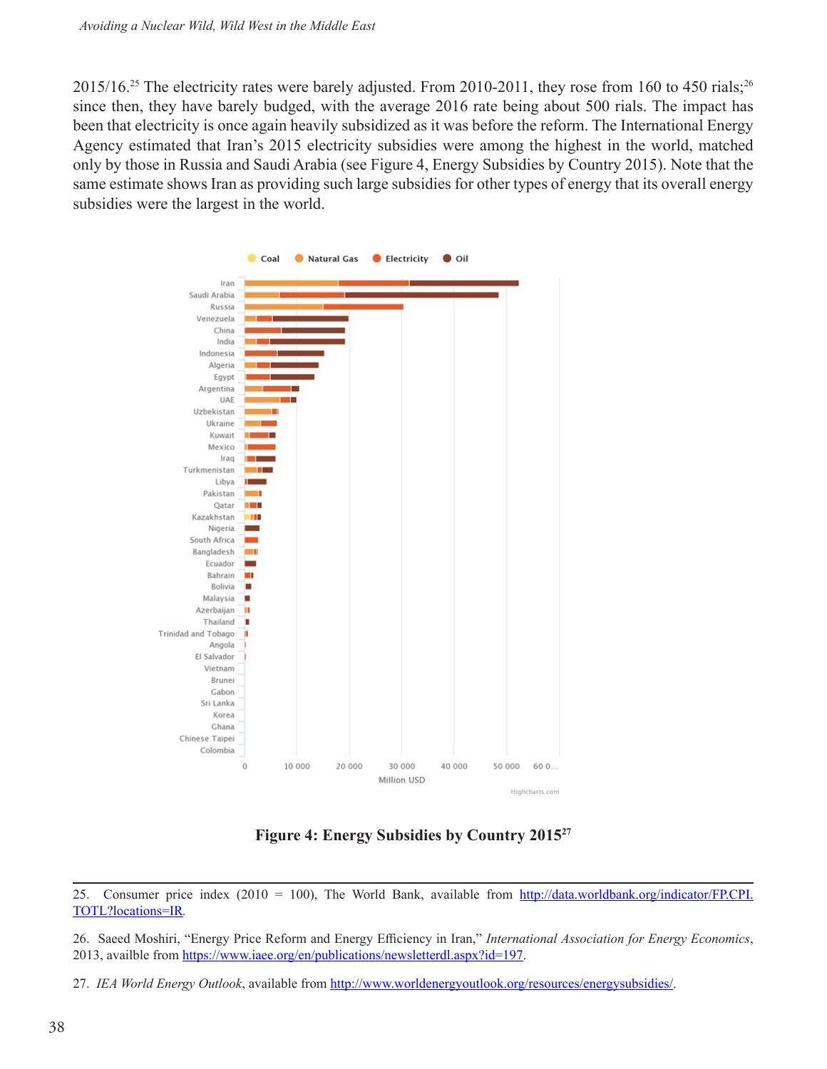2015/16.[25] The electricity rates were barely adjusted. From 2010-2011, they rose from 160 to 450 rials;[26] since then, they have barely budged, with the average 2016 rate being about 500 rials. The impact has been that electricity is once again heavily subsidized as it was before the reform. The International Energy Agency estimated that Iran's 2015 electricity subsidies were among the highest in the world, matched only by those in Russia and Saudi Arabia (see Figure 4, Energy Subsidies by Country 2015). Note that the same estimate shows Iran as providing such large subsidies for other types of energy that its overall energy subsidies were the largest in the world.

**Figure 4: Energy Subsidies by Country 2015**[27]

---

25. Consumer price index (2010 = 100), The World Bank, available from http://data.worldbank.org/indicator/FP.CPI.TOTL?locations=IR.

26. Saeed Moshiri, "Energy Price Reform and Energy Efficiency in Iran," *International Association for Energy Economics*, 2013, availble from https://www.iaee.org/en/publications/newsletterdl.aspx?id=197.

27. *IEA World Energy Outlook*, available from http://www.worldenergyoutlook.org/resources/energysubsidies/.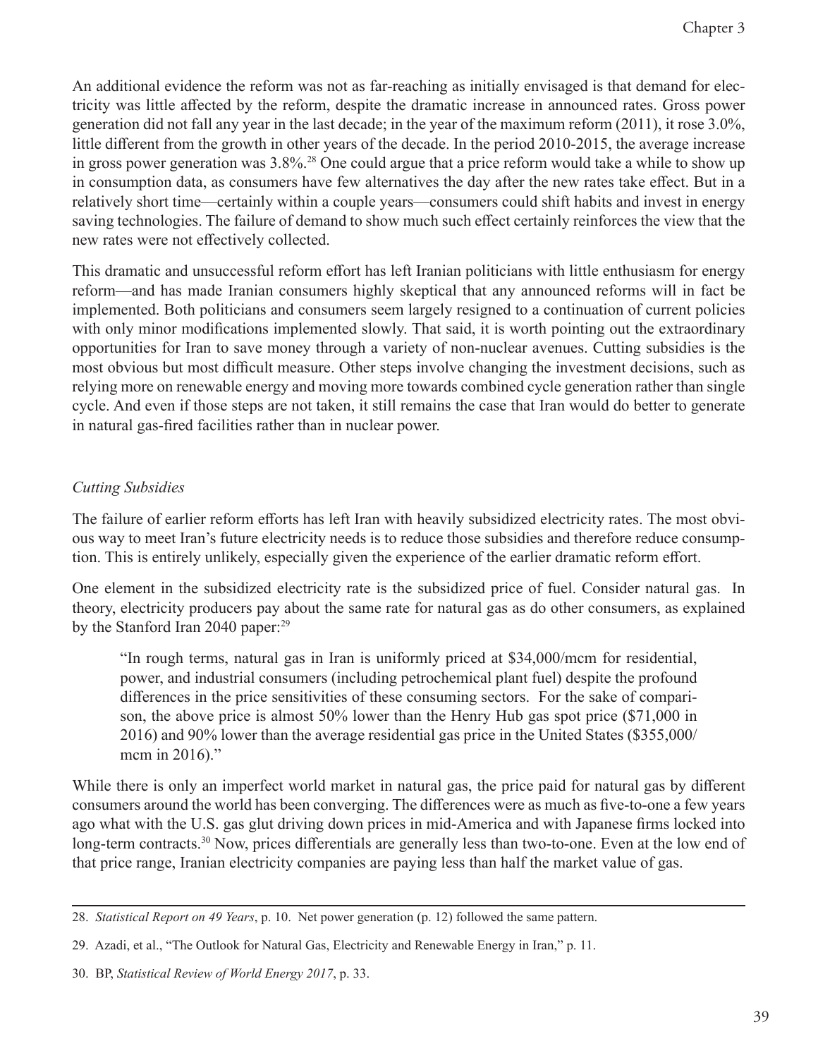An additional evidence the reform was not as far-reaching as initially envisaged is that demand for electricity was little affected by the reform, despite the dramatic increase in announced rates. Gross power generation did not fall any year in the last decade; in the year of the maximum reform (2011), it rose 3.0%, little different from the growth in other years of the decade. In the period 2010-2015, the average increase in gross power generation was 3.8%.[28] One could argue that a price reform would take a while to show up in consumption data, as consumers have few alternatives the day after the new rates take effect. But in a relatively short time—certainly within a couple years—consumers could shift habits and invest in energy saving technologies. The failure of demand to show much such effect certainly reinforces the view that the new rates were not effectively collected.

This dramatic and unsuccessful reform effort has left Iranian politicians with little enthusiasm for energy reform—and has made Iranian consumers highly skeptical that any announced reforms will in fact be implemented. Both politicians and consumers seem largely resigned to a continuation of current policies with only minor modifications implemented slowly. That said, it is worth pointing out the extraordinary opportunities for Iran to save money through a variety of non-nuclear avenues. Cutting subsidies is the most obvious but most difficult measure. Other steps involve changing the investment decisions, such as relying more on renewable energy and moving more towards combined cycle generation rather than single cycle. And even if those steps are not taken, it still remains the case that Iran would do better to generate in natural gas-fired facilities rather than in nuclear power.

### *Cutting Subsidies*

The failure of earlier reform efforts has left Iran with heavily subsidized electricity rates. The most obvious way to meet Iran's future electricity needs is to reduce those subsidies and therefore reduce consumption. This is entirely unlikely, especially given the experience of the earlier dramatic reform effort.

One element in the subsidized electricity rate is the subsidized price of fuel. Consider natural gas. In theory, electricity producers pay about the same rate for natural gas as do other consumers, as explained by the Stanford Iran 2040 paper:[29]

> "In rough terms, natural gas in Iran is uniformly priced at $34,000/mcm for residential, power, and industrial consumers (including petrochemical plant fuel) despite the profound differences in the price sensitivities of these consuming sectors. For the sake of comparison, the above price is almost 50% lower than the Henry Hub gas spot price ($71,000 in 2016) and 90% lower than the average residential gas price in the United States ($355,000/mcm in 2016)."

While there is only an imperfect world market in natural gas, the price paid for natural gas by different consumers around the world has been converging. The differences were as much as five-to-one a few years ago what with the U.S. gas glut driving down prices in mid-America and with Japanese firms locked into long-term contracts.[30] Now, prices differentials are generally less than two-to-one. Even at the low end of that price range, Iranian electricity companies are paying less than half the market value of gas.

---

28. *Statistical Report on 49 Years*, p. 10. Net power generation (p. 12) followed the same pattern.

29. Azadi, et al., "The Outlook for Natural Gas, Electricity and Renewable Energy in Iran," p. 11.

30. BP, *Statistical Review of World Energy 2017*, p. 33.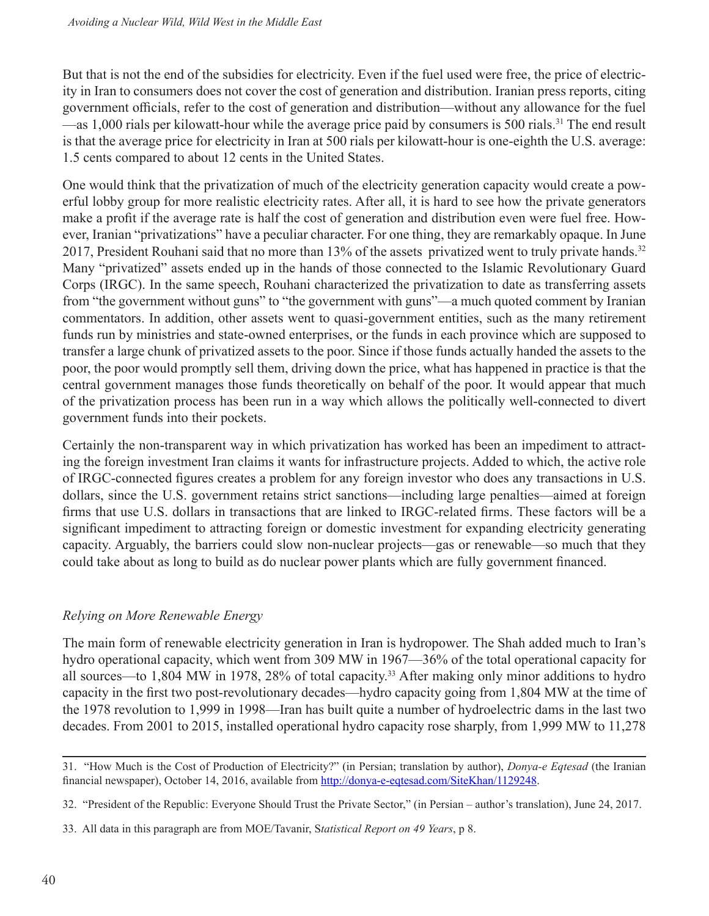But that is not the end of the subsidies for electricity. Even if the fuel used were free, the price of electricity in Iran to consumers does not cover the cost of generation and distribution. Iranian press reports, citing government officials, refer to the cost of generation and distribution—without any allowance for the fuel—as 1,000 rials per kilowatt-hour while the average price paid by consumers is 500 rials.[31] The end result is that the average price for electricity in Iran at 500 rials per kilowatt-hour is one-eighth the U.S. average: 1.5 cents compared to about 12 cents in the United States.

One would think that the privatization of much of the electricity generation capacity would create a powerful lobby group for more realistic electricity rates. After all, it is hard to see how the private generators make a profit if the average rate is half the cost of generation and distribution even were fuel free. However, Iranian "privatizations" have a peculiar character. For one thing, they are remarkably opaque. In June 2017, President Rouhani said that no more than 13% of the assets privatized went to truly private hands.[32] Many "privatized" assets ended up in the hands of those connected to the Islamic Revolutionary Guard Corps (IRGC). In the same speech, Rouhani characterized the privatization to date as transferring assets from "the government without guns" to "the government with guns"—a much quoted comment by Iranian commentators. In addition, other assets went to quasi-government entities, such as the many retirement funds run by ministries and state-owned enterprises, or the funds in each province which are supposed to transfer a large chunk of privatized assets to the poor. Since if those funds actually handed the assets to the poor, the poor would promptly sell them, driving down the price, what has happened in practice is that the central government manages those funds theoretically on behalf of the poor. It would appear that much of the privatization process has been run in a way which allows the politically well-connected to divert government funds into their pockets.

Certainly the non-transparent way in which privatization has worked has been an impediment to attracting the foreign investment Iran claims it wants for infrastructure projects. Added to which, the active role of IRGC-connected figures creates a problem for any foreign investor who does any transactions in U.S. dollars, since the U.S. government retains strict sanctions—including large penalties—aimed at foreign firms that use U.S. dollars in transactions that are linked to IRGC-related firms. These factors will be a significant impediment to attracting foreign or domestic investment for expanding electricity generating capacity. Arguably, the barriers could slow non-nuclear projects—gas or renewable—so much that they could take about as long to build as do nuclear power plants which are fully government financed.

### *Relying on More Renewable Energy*

The main form of renewable electricity generation in Iran is hydropower. The Shah added much to Iran's hydro operational capacity, which went from 309 MW in 1967—36% of the total operational capacity for all sources—to 1,804 MW in 1978, 28% of total capacity.[33] After making only minor additions to hydro capacity in the first two post-revolutionary decades—hydro capacity going from 1,804 MW at the time of the 1978 revolution to 1,999 in 1998—Iran has built quite a number of hydroelectric dams in the last two decades. From 2001 to 2015, installed operational hydro capacity rose sharply, from 1,999 MW to 11,278

---

31. "How Much is the Cost of Production of Electricity?" (in Persian; translation by author), *Donya-e Eqtesad* (the Iranian financial newspaper), October 14, 2016, available from http://donya-e-eqtesad.com/SiteKhan/1129248.

32. "President of the Republic: Everyone Should Trust the Private Sector," (in Persian – author's translation), June 24, 2017.

33. All data in this paragraph are from MOE/Tavanir, S*tatistical Report on 49 Years*, p 8.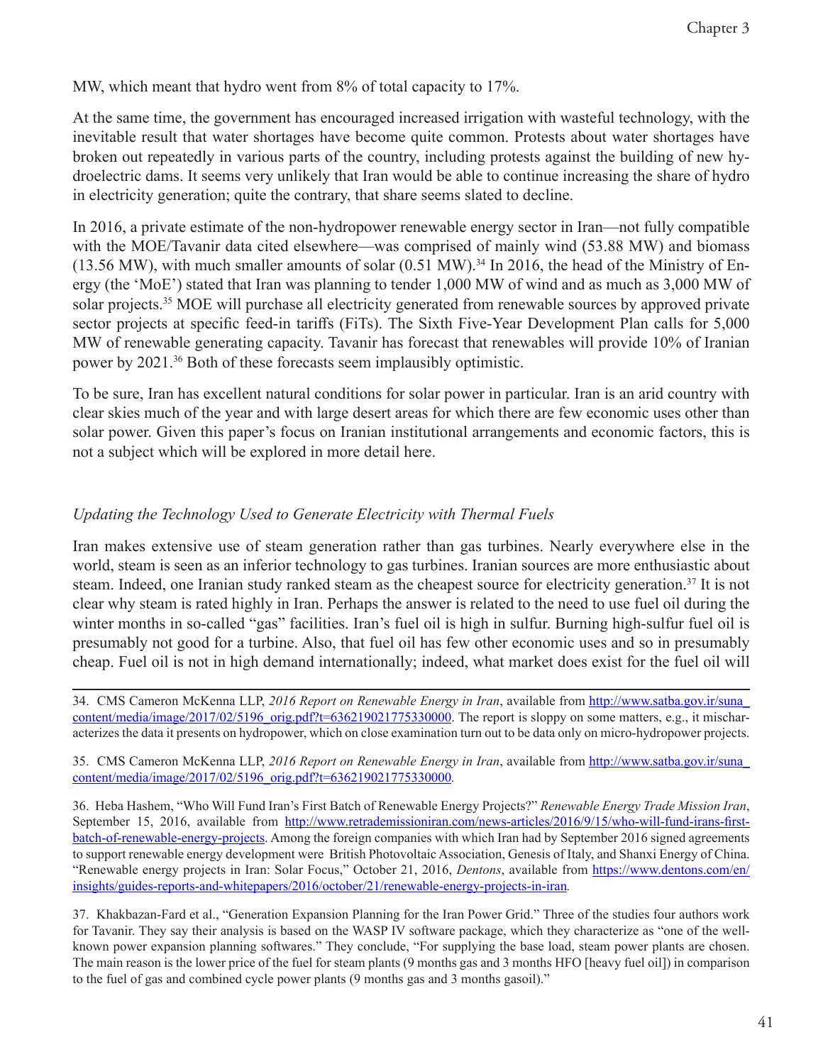MW, which meant that hydro went from 8% of total capacity to 17%.

At the same time, the government has encouraged increased irrigation with wasteful technology, with the inevitable result that water shortages have become quite common. Protests about water shortages have broken out repeatedly in various parts of the country, including protests against the building of new hydroelectric dams. It seems very unlikely that Iran would be able to continue increasing the share of hydro in electricity generation; quite the contrary, that share seems slated to decline.

In 2016, a private estimate of the non-hydropower renewable energy sector in Iran—not fully compatible with the MOE/Tavanir data cited elsewhere—was comprised of mainly wind (53.88 MW) and biomass (13.56 MW), with much smaller amounts of solar (0.51 MW).[34] In 2016, the head of the Ministry of Energy (the 'MoE') stated that Iran was planning to tender 1,000 MW of wind and as much as 3,000 MW of solar projects.[35] MOE will purchase all electricity generated from renewable sources by approved private sector projects at specific feed-in tariffs (FiTs). The Sixth Five-Year Development Plan calls for 5,000 MW of renewable generating capacity. Tavanir has forecast that renewables will provide 10% of Iranian power by 2021.[36] Both of these forecasts seem implausibly optimistic.

To be sure, Iran has excellent natural conditions for solar power in particular. Iran is an arid country with clear skies much of the year and with large desert areas for which there are few economic uses other than solar power. Given this paper's focus on Iranian institutional arrangements and economic factors, this is not a subject which will be explored in more detail here.

### *Updating the Technology Used to Generate Electricity with Thermal Fuels*

Iran makes extensive use of steam generation rather than gas turbines. Nearly everywhere else in the world, steam is seen as an inferior technology to gas turbines. Iranian sources are more enthusiastic about steam. Indeed, one Iranian study ranked steam as the cheapest source for electricity generation.[37] It is not clear why steam is rated highly in Iran. Perhaps the answer is related to the need to use fuel oil during the winter months in so-called "gas" facilities. Iran's fuel oil is high in sulfur. Burning high-sulfur fuel oil is presumably not good for a turbine. Also, that fuel oil has few other economic uses and so in presumably cheap. Fuel oil is not in high demand internationally; indeed, what market does exist for the fuel oil will

---

34. CMS Cameron McKenna LLP, *2016 Report on Renewable Energy in Iran*, available from http://www.satba.gov.ir/suna_content/media/image/2017/02/5196_orig.pdf?t=636219021775330000. The report is sloppy on some matters, e.g., it mischaracterizes the data it presents on hydropower, which on close examination turn out to be data only on micro-hydropower projects.

35. CMS Cameron McKenna LLP, *2016 Report on Renewable Energy in Iran*, available from http://www.satba.gov.ir/suna_content/media/image/2017/02/5196_orig.pdf?t=636219021775330000.

36. Heba Hashem, "Who Will Fund Iran's First Batch of Renewable Energy Projects?" *Renewable Energy Trade Mission Iran*, September 15, 2016, available from http://www.retrademissioniran.com/news-articles/2016/9/15/who-will-fund-irans-first-batch-of-renewable-energy-projects. Among the foreign companies with which Iran had by September 2016 signed agreements to support renewable energy development were British Photovoltaic Association, Genesis of Italy, and Shanxi Energy of China. "Renewable energy projects in Iran: Solar Focus," October 21, 2016, *Dentons*, available from https://www.dentons.com/en/insights/guides-reports-and-whitepapers/2016/october/21/renewable-energy-projects-in-iran.

37. Khakbazan-Fard et al., "Generation Expansion Planning for the Iran Power Grid." Three of the studies four authors work for Tavanir. They say their analysis is based on the WASP IV software package, which they characterize as "one of the well-known power expansion planning softwares." They conclude, "For supplying the base load, steam power plants are chosen. The main reason is the lower price of the fuel for steam plants (9 months gas and 3 months HFO [heavy fuel oil]) in comparison to the fuel of gas and combined cycle power plants (9 months gas and 3 months gasoil)."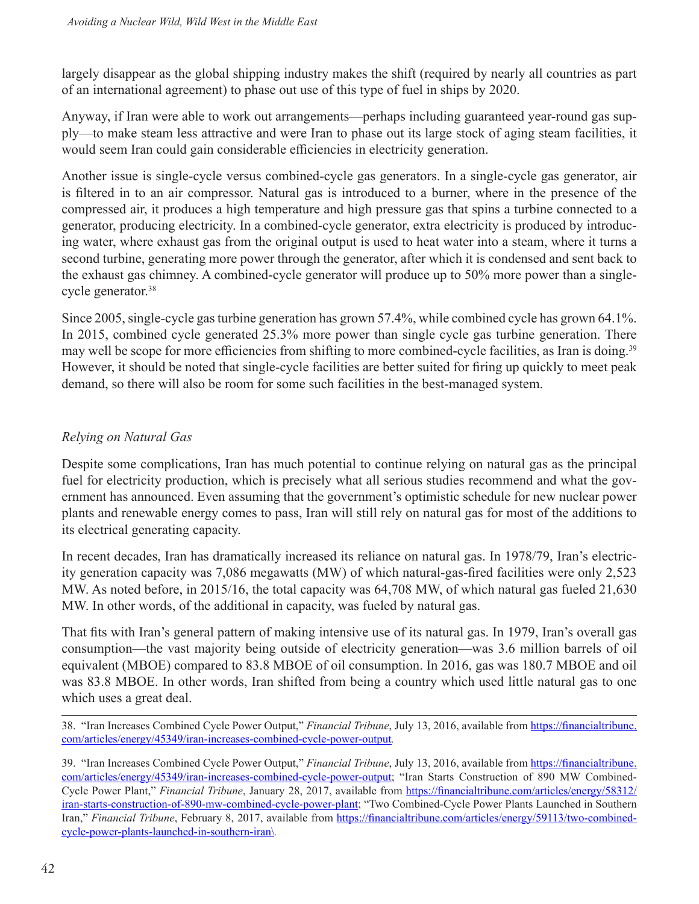largely disappear as the global shipping industry makes the shift (required by nearly all countries as part of an international agreement) to phase out use of this type of fuel in ships by 2020.

Anyway, if Iran were able to work out arrangements—perhaps including guaranteed year-round gas supply—to make steam less attractive and were Iran to phase out its large stock of aging steam facilities, it would seem Iran could gain considerable efficiencies in electricity generation.

Another issue is single-cycle versus combined-cycle gas generators. In a single-cycle gas generator, air is filtered in to an air compressor. Natural gas is introduced to a burner, where in the presence of the compressed air, it produces a high temperature and high pressure gas that spins a turbine connected to a generator, producing electricity. In a combined-cycle generator, extra electricity is produced by introducing water, where exhaust gas from the original output is used to heat water into a steam, where it turns a second turbine, generating more power through the generator, after which it is condensed and sent back to the exhaust gas chimney. A combined-cycle generator will produce up to 50% more power than a single-cycle generator.[38]

Since 2005, single-cycle gas turbine generation has grown 57.4%, while combined cycle has grown 64.1%. In 2015, combined cycle generated 25.3% more power than single cycle gas turbine generation. There may well be scope for more efficiencies from shifting to more combined-cycle facilities, as Iran is doing.[39] However, it should be noted that single-cycle facilities are better suited for firing up quickly to meet peak demand, so there will also be room for some such facilities in the best-managed system.

### *Relying on Natural Gas*

Despite some complications, Iran has much potential to continue relying on natural gas as the principal fuel for electricity production, which is precisely what all serious studies recommend and what the government has announced. Even assuming that the government's optimistic schedule for new nuclear power plants and renewable energy comes to pass, Iran will still rely on natural gas for most of the additions to its electrical generating capacity.

In recent decades, Iran has dramatically increased its reliance on natural gas. In 1978/79, Iran's electricity generation capacity was 7,086 megawatts (MW) of which natural-gas-fired facilities were only 2,523 MW. As noted before, in 2015/16, the total capacity was 64,708 MW, of which natural gas fueled 21,630 MW. In other words, of the additional in capacity, was fueled by natural gas.

That fits with Iran's general pattern of making intensive use of its natural gas. In 1979, Iran's overall gas consumption—the vast majority being outside of electricity generation—was 3.6 million barrels of oil equivalent (MBOE) compared to 83.8 MBOE of oil consumption. In 2016, gas was 180.7 MBOE and oil was 83.8 MBOE. In other words, Iran shifted from being a country which used little natural gas to one which uses a great deal.

---

38. "Iran Increases Combined Cycle Power Output," *Financial Tribune*, July 13, 2016, available from https://financialtribune.com/articles/energy/45349/iran-increases-combined-cycle-power-output.

39. "Iran Increases Combined Cycle Power Output," *Financial Tribune*, July 13, 2016, available from https://financialtribune.com/articles/energy/45349/iran-increases-combined-cycle-power-output; "Iran Starts Construction of 890 MW Combined-Cycle Power Plant," *Financial Tribune*, January 28, 2017, available from https://financialtribune.com/articles/energy/58312/iran-starts-construction-of-890-mw-combined-cycle-power-plant; "Two Combined-Cycle Power Plants Launched in Southern Iran," *Financial Tribune*, February 8, 2017, available from https://financialtribune.com/articles/energy/59113/two-combined-cycle-power-plants-launched-in-southern-iran\.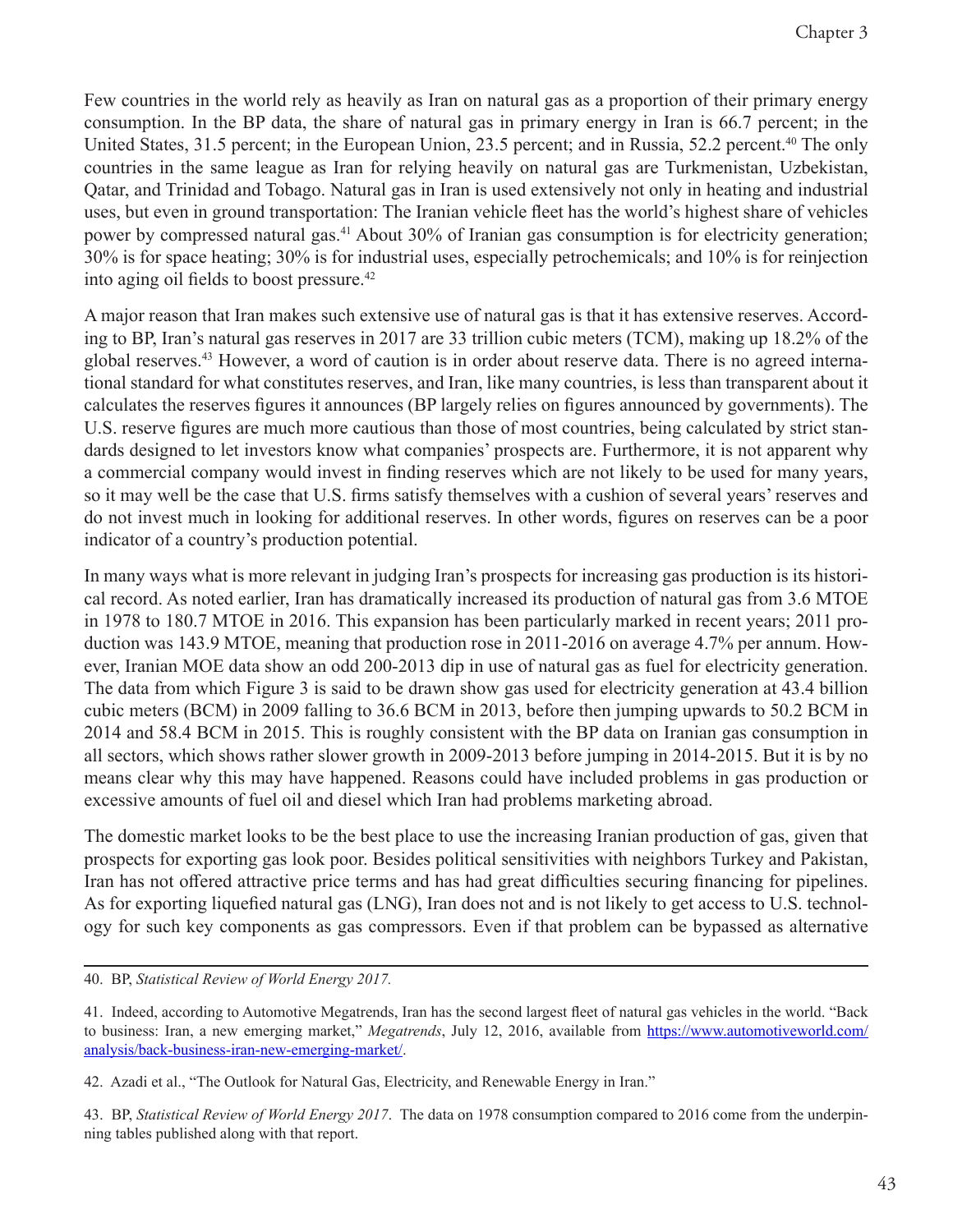Few countries in the world rely as heavily as Iran on natural gas as a proportion of their primary energy consumption. In the BP data, the share of natural gas in primary energy in Iran is 66.7 percent; in the United States, 31.5 percent; in the European Union, 23.5 percent; and in Russia, 52.2 percent.[40] The only countries in the same league as Iran for relying heavily on natural gas are Turkmenistan, Uzbekistan, Qatar, and Trinidad and Tobago. Natural gas in Iran is used extensively not only in heating and industrial uses, but even in ground transportation: The Iranian vehicle fleet has the world's highest share of vehicles power by compressed natural gas.[41] About 30% of Iranian gas consumption is for electricity generation; 30% is for space heating; 30% is for industrial uses, especially petrochemicals; and 10% is for reinjection into aging oil fields to boost pressure.[42]

A major reason that Iran makes such extensive use of natural gas is that it has extensive reserves. According to BP, Iran's natural gas reserves in 2017 are 33 trillion cubic meters (TCM), making up 18.2% of the global reserves.[43] However, a word of caution is in order about reserve data. There is no agreed international standard for what constitutes reserves, and Iran, like many countries, is less than transparent about it calculates the reserves figures it announces (BP largely relies on figures announced by governments). The U.S. reserve figures are much more cautious than those of most countries, being calculated by strict standards designed to let investors know what companies' prospects are. Furthermore, it is not apparent why a commercial company would invest in finding reserves which are not likely to be used for many years, so it may well be the case that U.S. firms satisfy themselves with a cushion of several years' reserves and do not invest much in looking for additional reserves. In other words, figures on reserves can be a poor indicator of a country's production potential.

In many ways what is more relevant in judging Iran's prospects for increasing gas production is its historical record. As noted earlier, Iran has dramatically increased its production of natural gas from 3.6 MTOE in 1978 to 180.7 MTOE in 2016. This expansion has been particularly marked in recent years; 2011 production was 143.9 MTOE, meaning that production rose in 2011-2016 on average 4.7% per annum. However, Iranian MOE data show an odd 200-2013 dip in use of natural gas as fuel for electricity generation. The data from which Figure 3 is said to be drawn show gas used for electricity generation at 43.4 billion cubic meters (BCM) in 2009 falling to 36.6 BCM in 2013, before then jumping upwards to 50.2 BCM in 2014 and 58.4 BCM in 2015. This is roughly consistent with the BP data on Iranian gas consumption in all sectors, which shows rather slower growth in 2009-2013 before jumping in 2014-2015. But it is by no means clear why this may have happened. Reasons could have included problems in gas production or excessive amounts of fuel oil and diesel which Iran had problems marketing abroad.

The domestic market looks to be the best place to use the increasing Iranian production of gas, given that prospects for exporting gas look poor. Besides political sensitivities with neighbors Turkey and Pakistan, Iran has not offered attractive price terms and has had great difficulties securing financing for pipelines. As for exporting liquefied natural gas (LNG), Iran does not and is not likely to get access to U.S. technology for such key components as gas compressors. Even if that problem can be bypassed as alternative

---

40. BP, *Statistical Review of World Energy 2017.*

41. Indeed, according to Automotive Megatrends, Iran has the second largest fleet of natural gas vehicles in the world. "Back to business: Iran, a new emerging market," *Megatrends*, July 12, 2016, available from https://www.automotiveworld.com/analysis/back-business-iran-new-emerging-market/.

42. Azadi et al., "The Outlook for Natural Gas, Electricity, and Renewable Energy in Iran."

43. BP, *Statistical Review of World Energy 2017*. The data on 1978 consumption compared to 2016 come from the underpinning tables published along with that report.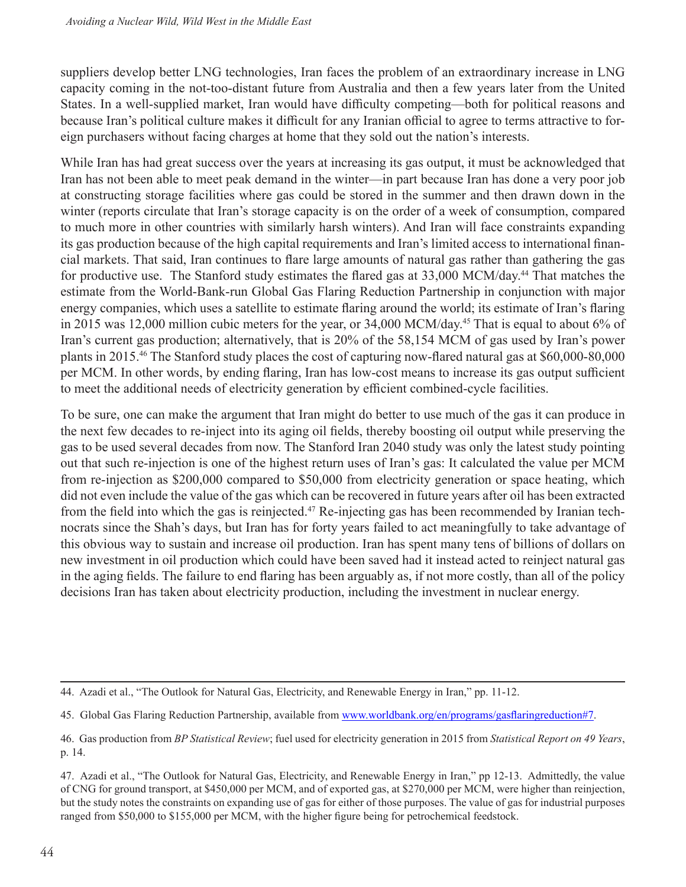suppliers develop better LNG technologies, Iran faces the problem of an extraordinary increase in LNG capacity coming in the not-too-distant future from Australia and then a few years later from the United States. In a well-supplied market, Iran would have difficulty competing—both for political reasons and because Iran's political culture makes it difficult for any Iranian official to agree to terms attractive to foreign purchasers without facing charges at home that they sold out the nation's interests.

While Iran has had great success over the years at increasing its gas output, it must be acknowledged that Iran has not been able to meet peak demand in the winter—in part because Iran has done a very poor job at constructing storage facilities where gas could be stored in the summer and then drawn down in the winter (reports circulate that Iran's storage capacity is on the order of a week of consumption, compared to much more in other countries with similarly harsh winters). And Iran will face constraints expanding its gas production because of the high capital requirements and Iran's limited access to international financial markets. That said, Iran continues to flare large amounts of natural gas rather than gathering the gas for productive use. The Stanford study estimates the flared gas at 33,000 MCM/day.[44] That matches the estimate from the World-Bank-run Global Gas Flaring Reduction Partnership in conjunction with major energy companies, which uses a satellite to estimate flaring around the world; its estimate of Iran's flaring in 2015 was 12,000 million cubic meters for the year, or 34,000 MCM/day.[45] That is equal to about 6% of Iran's current gas production; alternatively, that is 20% of the 58,154 MCM of gas used by Iran's power plants in 2015.[46] The Stanford study places the cost of capturing now-flared natural gas at $60,000-80,000 per MCM. In other words, by ending flaring, Iran has low-cost means to increase its gas output sufficient to meet the additional needs of electricity generation by efficient combined-cycle facilities.

To be sure, one can make the argument that Iran might do better to use much of the gas it can produce in the next few decades to re-inject into its aging oil fields, thereby boosting oil output while preserving the gas to be used several decades from now. The Stanford Iran 2040 study was only the latest study pointing out that such re-injection is one of the highest return uses of Iran's gas: It calculated the value per MCM from re-injection as $200,000 compared to $50,000 from electricity generation or space heating, which did not even include the value of the gas which can be recovered in future years after oil has been extracted from the field into which the gas is reinjected.[47] Re-injecting gas has been recommended by Iranian technocrats since the Shah's days, but Iran has for forty years failed to act meaningfully to take advantage of this obvious way to sustain and increase oil production. Iran has spent many tens of billions of dollars on new investment in oil production which could have been saved had it instead acted to reinject natural gas in the aging fields. The failure to end flaring has been arguably as, if not more costly, than all of the policy decisions Iran has taken about electricity production, including the investment in nuclear energy.

---

44. Azadi et al., "The Outlook for Natural Gas, Electricity, and Renewable Energy in Iran," pp. 11-12.

45. Global Gas Flaring Reduction Partnership, available from www.worldbank.org/en/programs/gasflaringreduction#7.

46. Gas production from *BP Statistical Review*; fuel used for electricity generation in 2015 from *Statistical Report on 49 Years*, p. 14.

47. Azadi et al., "The Outlook for Natural Gas, Electricity, and Renewable Energy in Iran," pp 12-13. Admittedly, the value of CNG for ground transport, at $450,000 per MCM, and of exported gas, at $270,000 per MCM, were higher than reinjection, but the study notes the constraints on expanding use of gas for either of those purposes. The value of gas for industrial purposes ranged from $50,000 to $155,000 per MCM, with the higher figure being for petrochemical feedstock.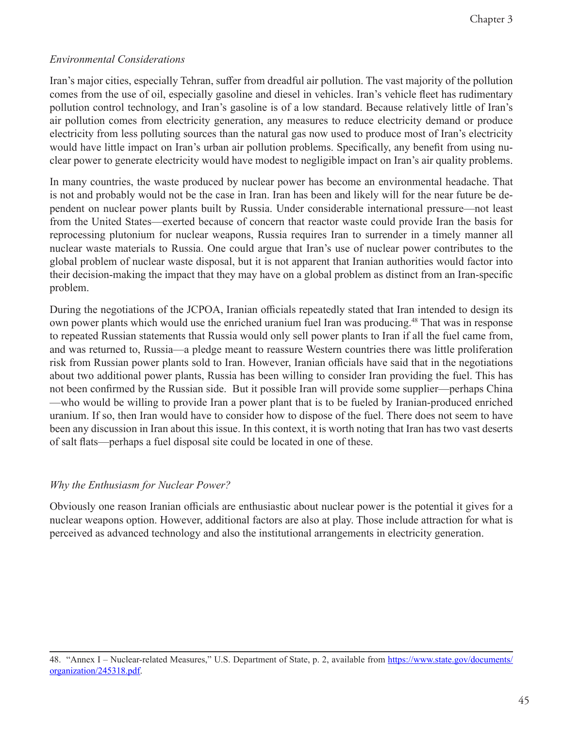*Environmental Considerations*

Iran's major cities, especially Tehran, suffer from dreadful air pollution. The vast majority of the pollution comes from the use of oil, especially gasoline and diesel in vehicles. Iran's vehicle fleet has rudimentary pollution control technology, and Iran's gasoline is of a low standard. Because relatively little of Iran's air pollution comes from electricity generation, any measures to reduce electricity demand or produce electricity from less polluting sources than the natural gas now used to produce most of Iran's electricity would have little impact on Iran's urban air pollution problems. Specifically, any benefit from using nuclear power to generate electricity would have modest to negligible impact on Iran's air quality problems.

In many countries, the waste produced by nuclear power has become an environmental headache. That is not and probably would not be the case in Iran. Iran has been and likely will for the near future be dependent on nuclear power plants built by Russia. Under considerable international pressure—not least from the United States—exerted because of concern that reactor waste could provide Iran the basis for reprocessing plutonium for nuclear weapons, Russia requires Iran to surrender in a timely manner all nuclear waste materials to Russia. One could argue that Iran's use of nuclear power contributes to the global problem of nuclear waste disposal, but it is not apparent that Iranian authorities would factor into their decision-making the impact that they may have on a global problem as distinct from an Iran-specific problem.

During the negotiations of the JCPOA, Iranian officials repeatedly stated that Iran intended to design its own power plants which would use the enriched uranium fuel Iran was producing.[48] That was in response to repeated Russian statements that Russia would only sell power plants to Iran if all the fuel came from, and was returned to, Russia—a pledge meant to reassure Western countries there was little proliferation risk from Russian power plants sold to Iran. However, Iranian officials have said that in the negotiations about two additional power plants, Russia has been willing to consider Iran providing the fuel. This has not been confirmed by the Russian side. But it possible Iran will provide some supplier—perhaps China—who would be willing to provide Iran a power plant that is to be fueled by Iranian-produced enriched uranium. If so, then Iran would have to consider how to dispose of the fuel. There does not seem to have been any discussion in Iran about this issue. In this context, it is worth noting that Iran has two vast deserts of salt flats—perhaps a fuel disposal site could be located in one of these.

*Why the Enthusiasm for Nuclear Power?*

Obviously one reason Iranian officials are enthusiastic about nuclear power is the potential it gives for a nuclear weapons option. However, additional factors are also at play. Those include attraction for what is perceived as advanced technology and also the institutional arrangements in electricity generation.

---

48. "Annex I – Nuclear-related Measures," U.S. Department of State, p. 2, available from [https://www.state.gov/documents/organization/245318.pdf](https://www.state.gov/documents/organization/245318.pdf).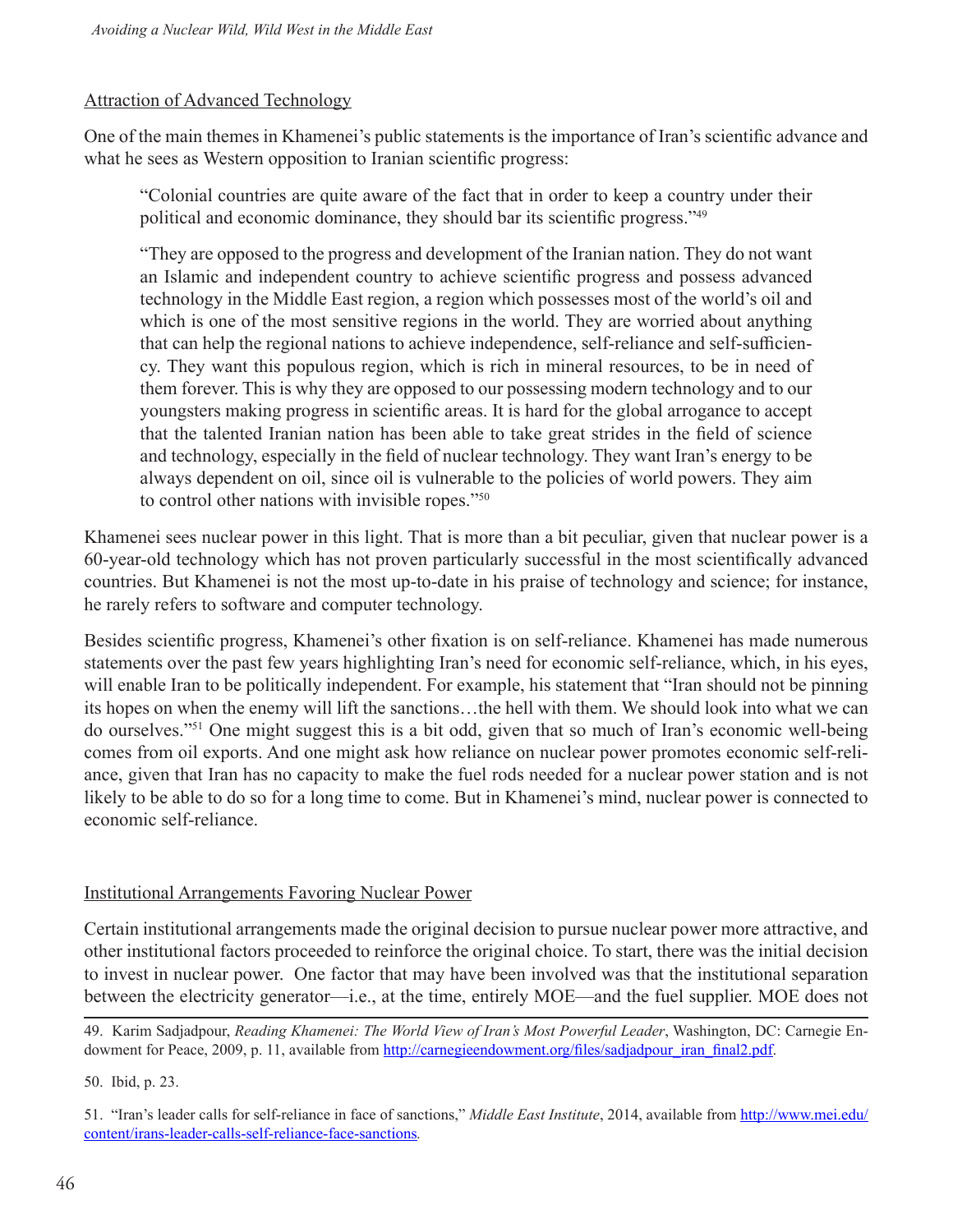Attraction of Advanced Technology

One of the main themes in Khamenei's public statements is the importance of Iran's scientific advance and what he sees as Western opposition to Iranian scientific progress:

> "Colonial countries are quite aware of the fact that in order to keep a country under their political and economic dominance, they should bar its scientific progress."[49]
>
> "They are opposed to the progress and development of the Iranian nation. They do not want an Islamic and independent country to achieve scientific progress and possess advanced technology in the Middle East region, a region which possesses most of the world's oil and which is one of the most sensitive regions in the world. They are worried about anything that can help the regional nations to achieve independence, self-reliance and self-sufficiency. They want this populous region, which is rich in mineral resources, to be in need of them forever. This is why they are opposed to our possessing modern technology and to our youngsters making progress in scientific areas. It is hard for the global arrogance to accept that the talented Iranian nation has been able to take great strides in the field of science and technology, especially in the field of nuclear technology. They want Iran's energy to be always dependent on oil, since oil is vulnerable to the policies of world powers. They aim to control other nations with invisible ropes."[50]

Khamenei sees nuclear power in this light. That is more than a bit peculiar, given that nuclear power is a 60-year-old technology which has not proven particularly successful in the most scientifically advanced countries. But Khamenei is not the most up-to-date in his praise of technology and science; for instance, he rarely refers to software and computer technology.

Besides scientific progress, Khamenei's other fixation is on self-reliance. Khamenei has made numerous statements over the past few years highlighting Iran's need for economic self-reliance, which, in his eyes, will enable Iran to be politically independent. For example, his statement that "Iran should not be pinning its hopes on when the enemy will lift the sanctions…the hell with them. We should look into what we can do ourselves."[51] One might suggest this is a bit odd, given that so much of Iran's economic well-being comes from oil exports. And one might ask how reliance on nuclear power promotes economic self-reliance, given that Iran has no capacity to make the fuel rods needed for a nuclear power station and is not likely to be able to do so for a long time to come. But in Khamenei's mind, nuclear power is connected to economic self-reliance.

Institutional Arrangements Favoring Nuclear Power

Certain institutional arrangements made the original decision to pursue nuclear power more attractive, and other institutional factors proceeded to reinforce the original choice. To start, there was the initial decision to invest in nuclear power. One factor that may have been involved was that the institutional separation between the electricity generator—i.e., at the time, entirely MOE—and the fuel supplier. MOE does not

---

49. Karim Sadjadpour, *Reading Khamenei: The World View of Iran's Most Powerful Leader*, Washington, DC: Carnegie Endowment for Peace, 2009, p. 11, available from http://carnegieendowment.org/files/sadjadpour_iran_final2.pdf.

50. Ibid, p. 23.

51. "Iran's leader calls for self-reliance in face of sanctions," *Middle East Institute*, 2014, available from http://www.mei.edu/content/irans-leader-calls-self-reliance-face-sanctions.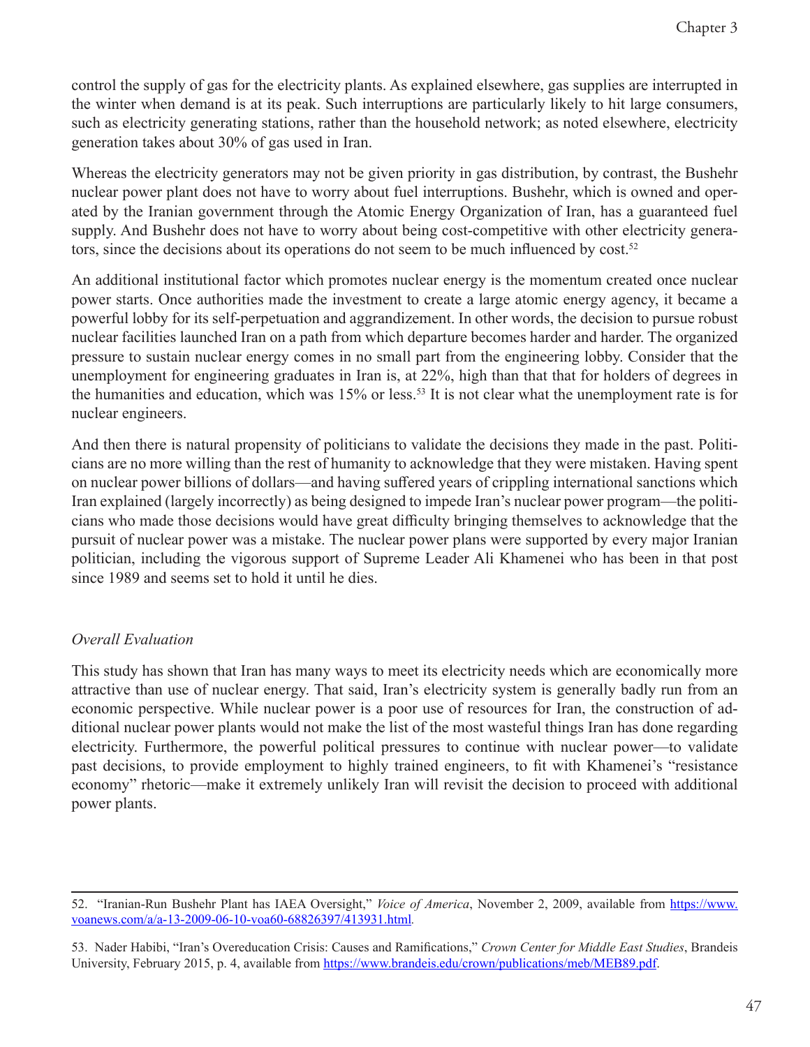control the supply of gas for the electricity plants. As explained elsewhere, gas supplies are interrupted in the winter when demand is at its peak. Such interruptions are particularly likely to hit large consumers, such as electricity generating stations, rather than the household network; as noted elsewhere, electricity generation takes about 30% of gas used in Iran.

Whereas the electricity generators may not be given priority in gas distribution, by contrast, the Bushehr nuclear power plant does not have to worry about fuel interruptions. Bushehr, which is owned and operated by the Iranian government through the Atomic Energy Organization of Iran, has a guaranteed fuel supply. And Bushehr does not have to worry about being cost-competitive with other electricity generators, since the decisions about its operations do not seem to be much influenced by cost.[52]

An additional institutional factor which promotes nuclear energy is the momentum created once nuclear power starts. Once authorities made the investment to create a large atomic energy agency, it became a powerful lobby for its self-perpetuation and aggrandizement. In other words, the decision to pursue robust nuclear facilities launched Iran on a path from which departure becomes harder and harder. The organized pressure to sustain nuclear energy comes in no small part from the engineering lobby. Consider that the unemployment for engineering graduates in Iran is, at 22%, high than that that for holders of degrees in the humanities and education, which was 15% or less.[53] It is not clear what the unemployment rate is for nuclear engineers.

And then there is natural propensity of politicians to validate the decisions they made in the past. Politicians are no more willing than the rest of humanity to acknowledge that they were mistaken. Having spent on nuclear power billions of dollars—and having suffered years of crippling international sanctions which Iran explained (largely incorrectly) as being designed to impede Iran's nuclear power program—the politicians who made those decisions would have great difficulty bringing themselves to acknowledge that the pursuit of nuclear power was a mistake. The nuclear power plans were supported by every major Iranian politician, including the vigorous support of Supreme Leader Ali Khamenei who has been in that post since 1989 and seems set to hold it until he dies.

*Overall Evaluation*

This study has shown that Iran has many ways to meet its electricity needs which are economically more attractive than use of nuclear energy. That said, Iran's electricity system is generally badly run from an economic perspective. While nuclear power is a poor use of resources for Iran, the construction of additional nuclear power plants would not make the list of the most wasteful things Iran has done regarding electricity. Furthermore, the powerful political pressures to continue with nuclear power—to validate past decisions, to provide employment to highly trained engineers, to fit with Khamenei's "resistance economy" rhetoric—make it extremely unlikely Iran will revisit the decision to proceed with additional power plants.

---

52. "Iranian-Run Bushehr Plant has IAEA Oversight," *Voice of America*, November 2, 2009, available from https://www.voanews.com/a/a-13-2009-06-10-voa60-68826397/413931.html.

53. Nader Habibi, "Iran's Overeducation Crisis: Causes and Ramifications," *Crown Center for Middle East Studies*, Brandeis University, February 2015, p. 4, available from https://www.brandeis.edu/crown/publications/meb/MEB89.pdf.